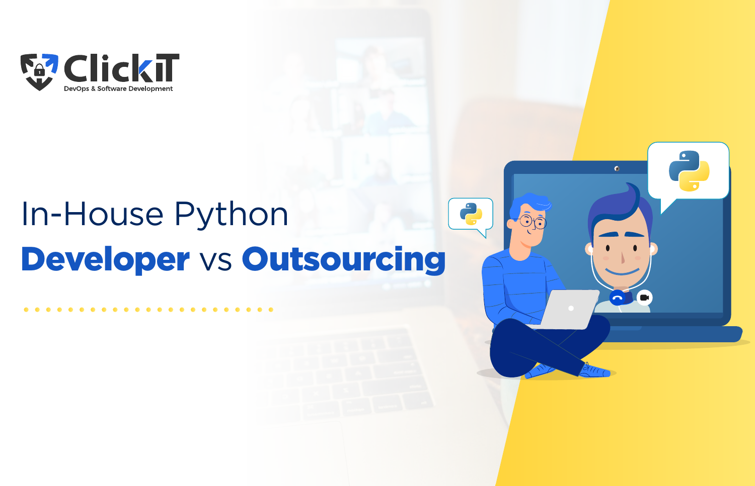ClickIT
DevOps & Software Development

# In-House Python Developer vs Outsourcing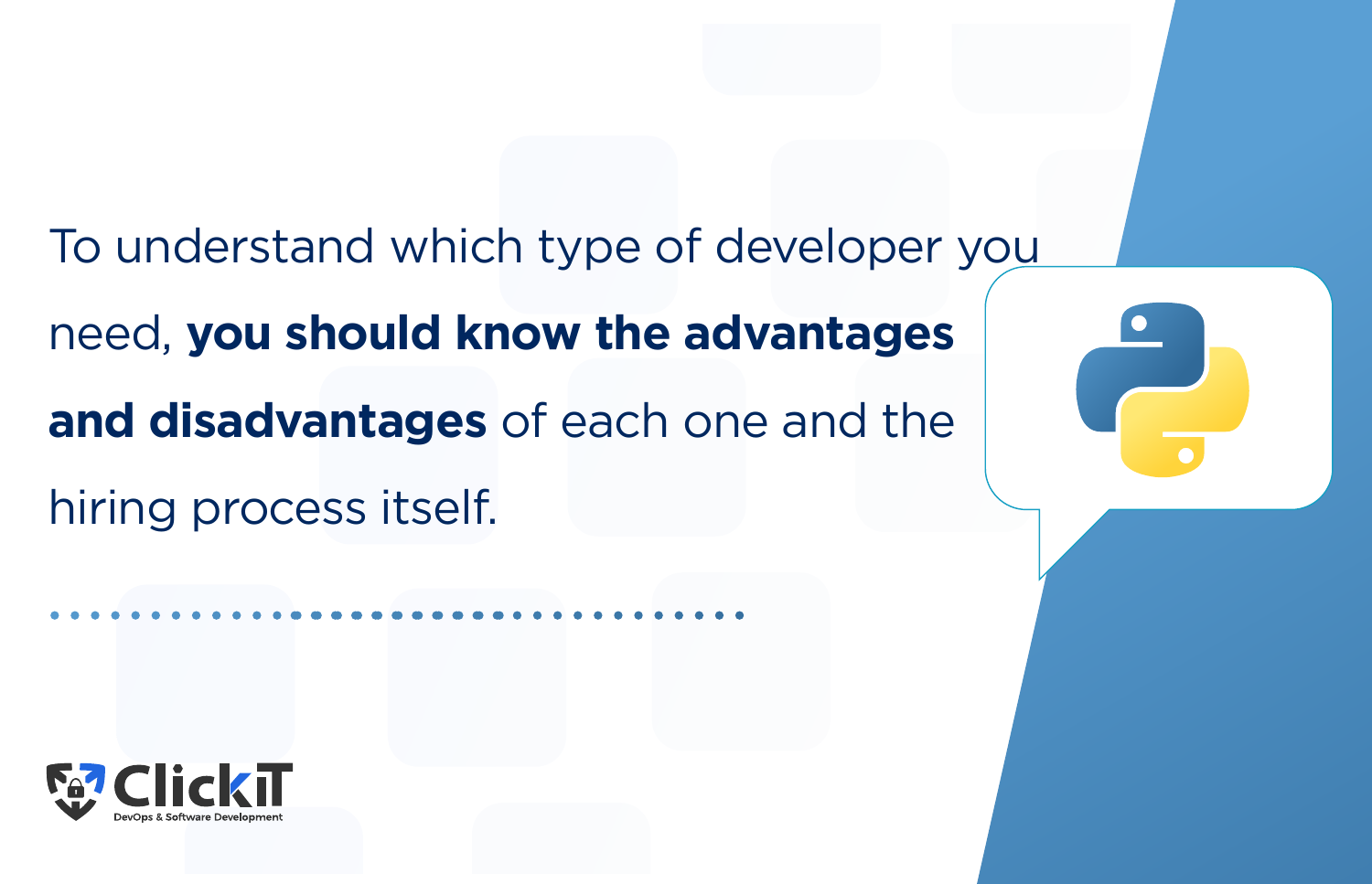To understand which type of developer you need, **you should know the advantages and disadvantages** of each one and the hiring process itself.

ClickIT
DevOps & Software Development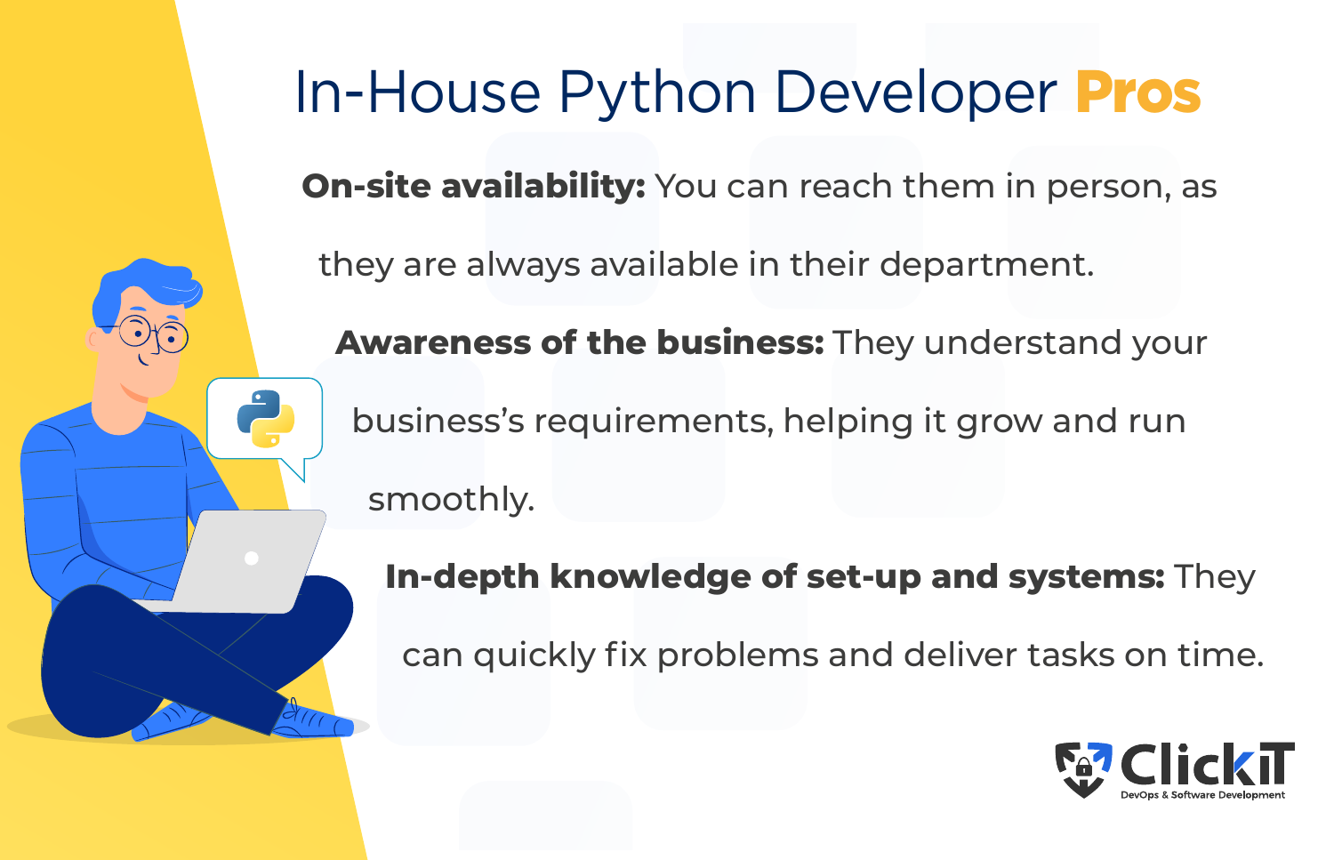# In-House Python Developer Pros

**On-site availability:** You can reach them in person, as they are always available in their department.

**Awareness of the business:** They understand your business's requirements, helping it grow and run smoothly.

**In-depth knowledge of set-up and systems:** They can quickly fix problems and deliver tasks on time.

ClickIT
DevOps & Software Development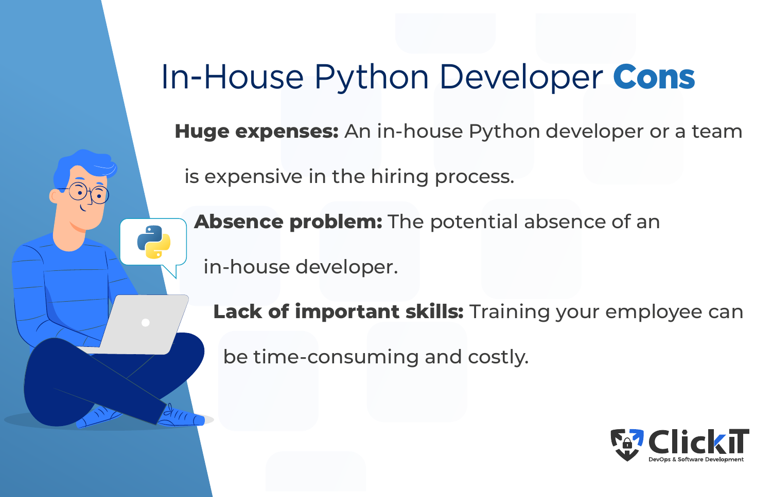# In-House Python Developer Cons

**Huge expenses:** An in-house Python developer or a team is expensive in the hiring process.

**Absence problem:** The potential absence of an in-house developer.

**Lack of important skills:** Training your employee can be time-consuming and costly.

ClickIT
DevOps & Software Development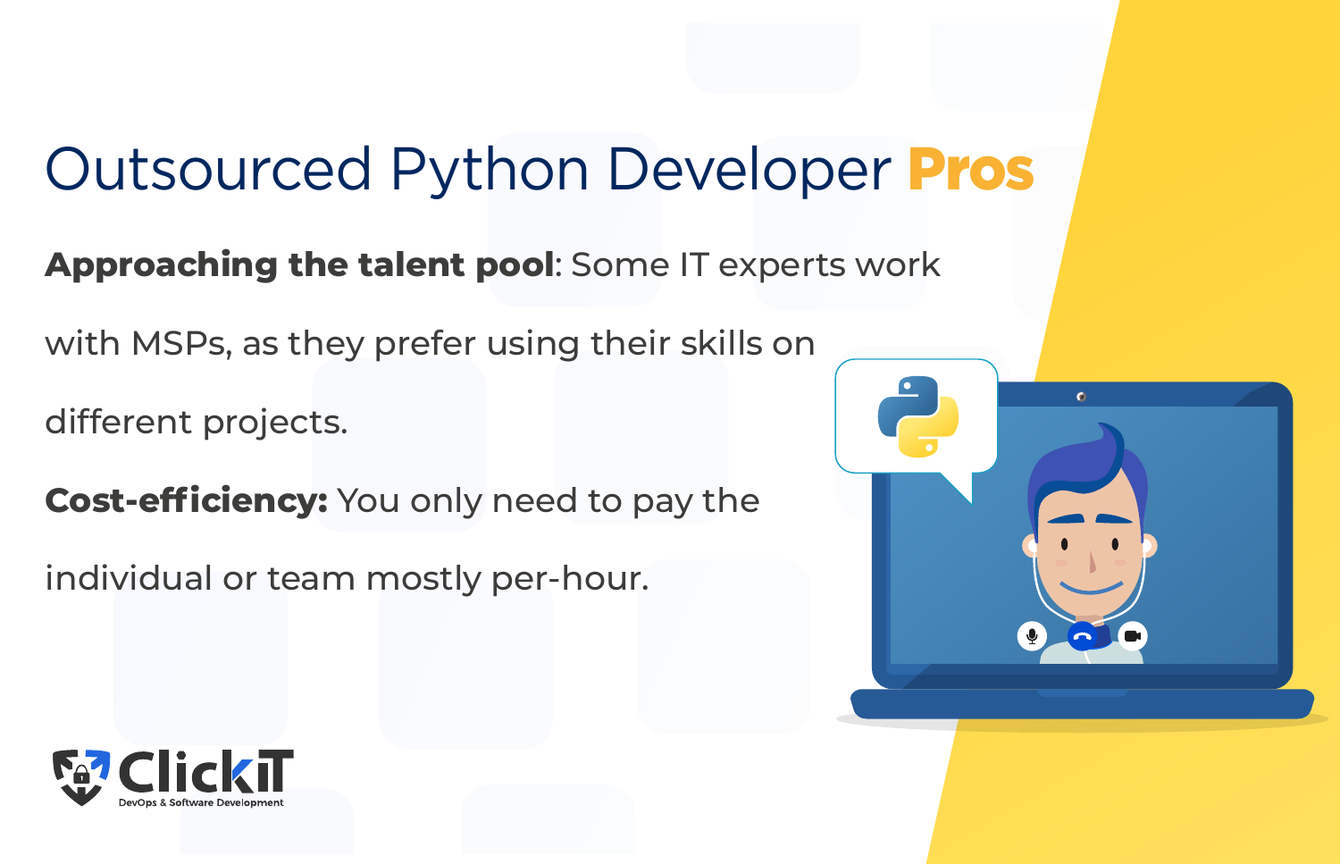# Outsourced Python Developer Pros

**Approaching the talent pool**: Some IT experts work with MSPs, as they prefer using their skills on different projects.

**Cost-efficiency:** You only need to pay the individual or team mostly per-hour.

ClickIT
DevOps & Software Development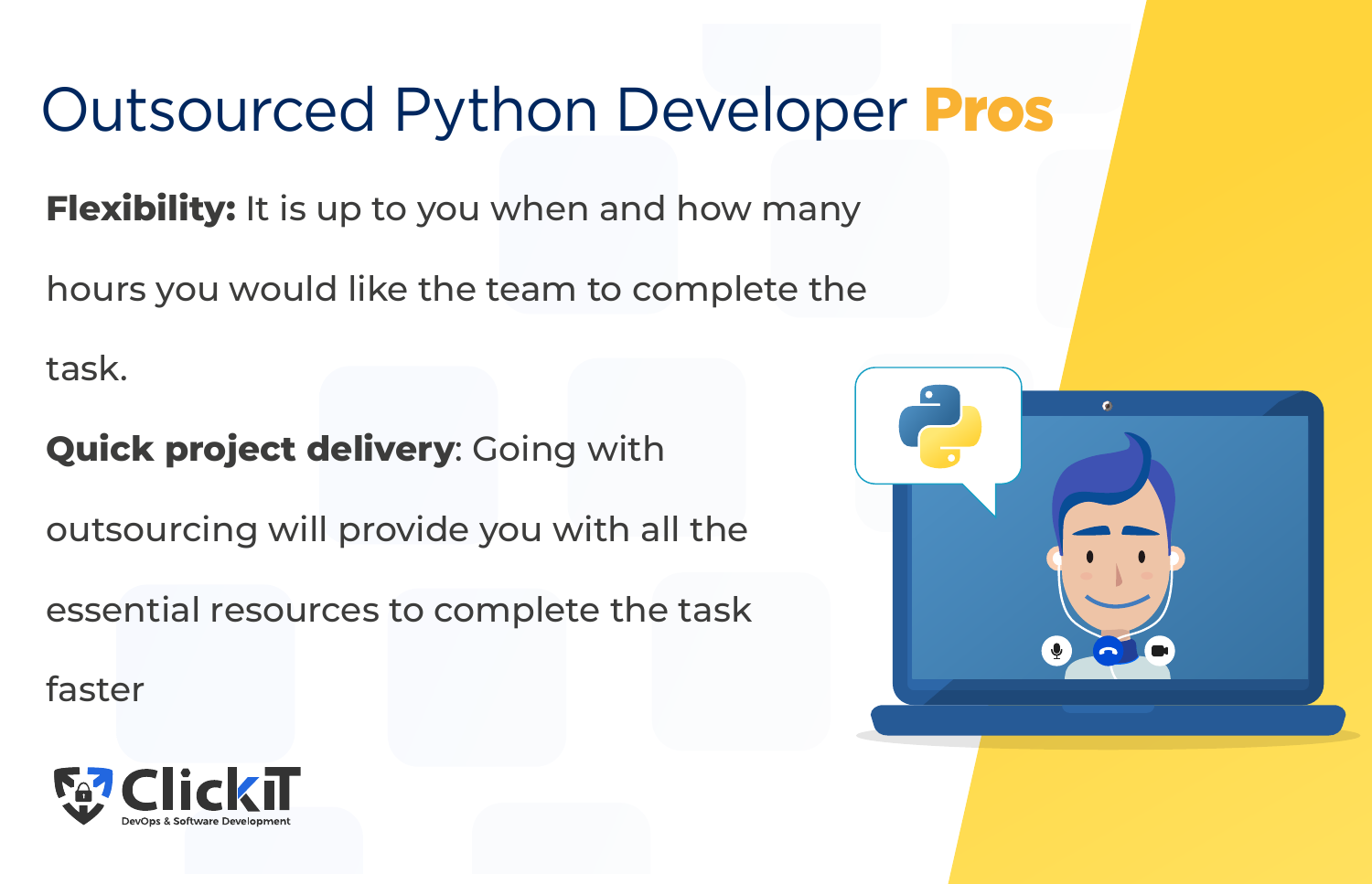# Outsourced Python Developer Pros

**Flexibility:** It is up to you when and how many hours you would like the team to complete the task.

**Quick project delivery**: Going with outsourcing will provide you with all the essential resources to complete the task faster

ClickIT
DevOps & Software Development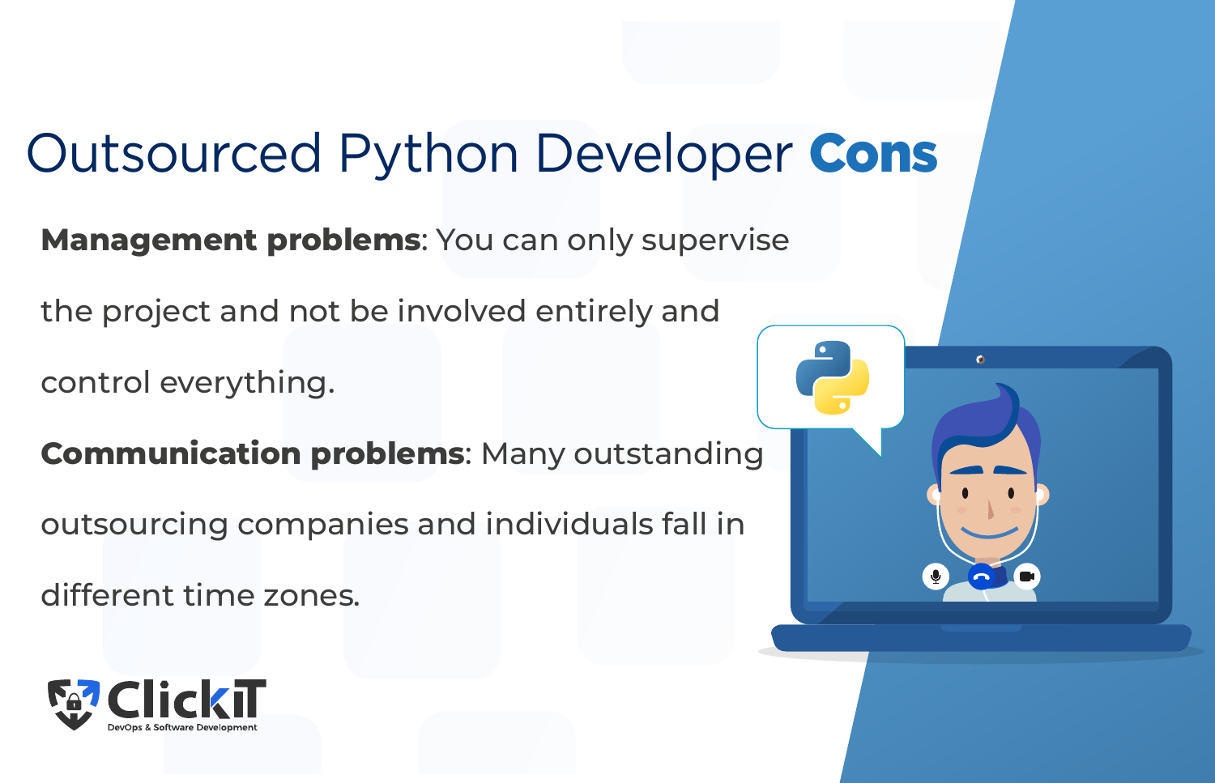# Outsourced Python Developer **Cons**

**Management problems**: You can only supervise the project and not be involved entirely and control everything.

**Communication problems**: Many outstanding outsourcing companies and individuals fall in different time zones.

ClickIT
DevOps & Software Development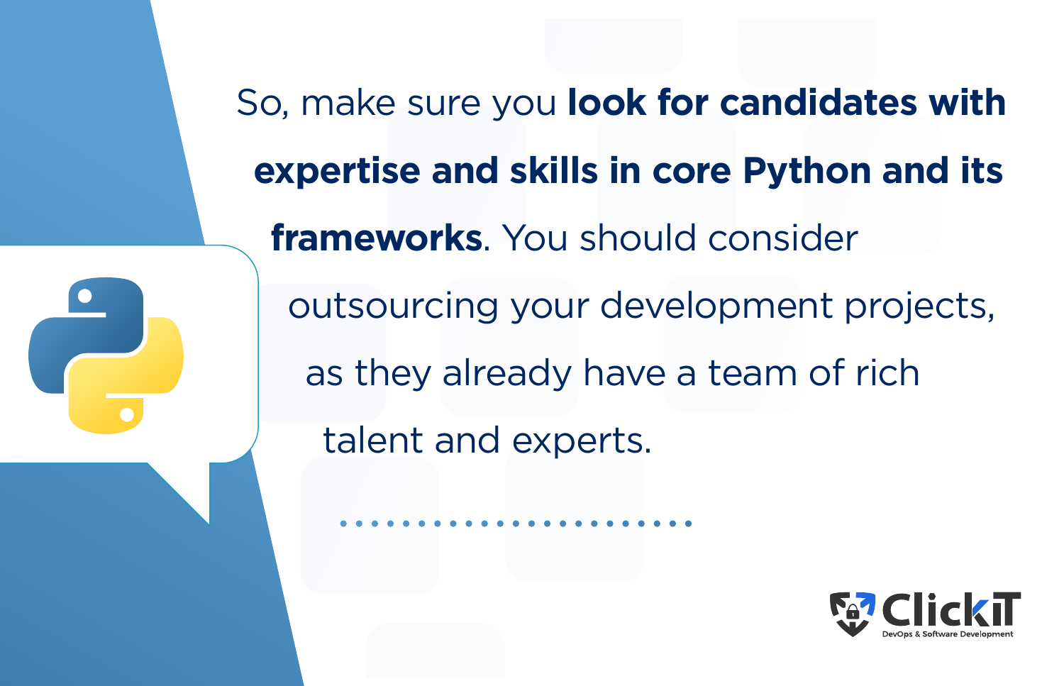So, make sure you **look for candidates with expertise and skills in core Python and its frameworks**. You should consider outsourcing your development projects, as they already have a team of rich talent and experts.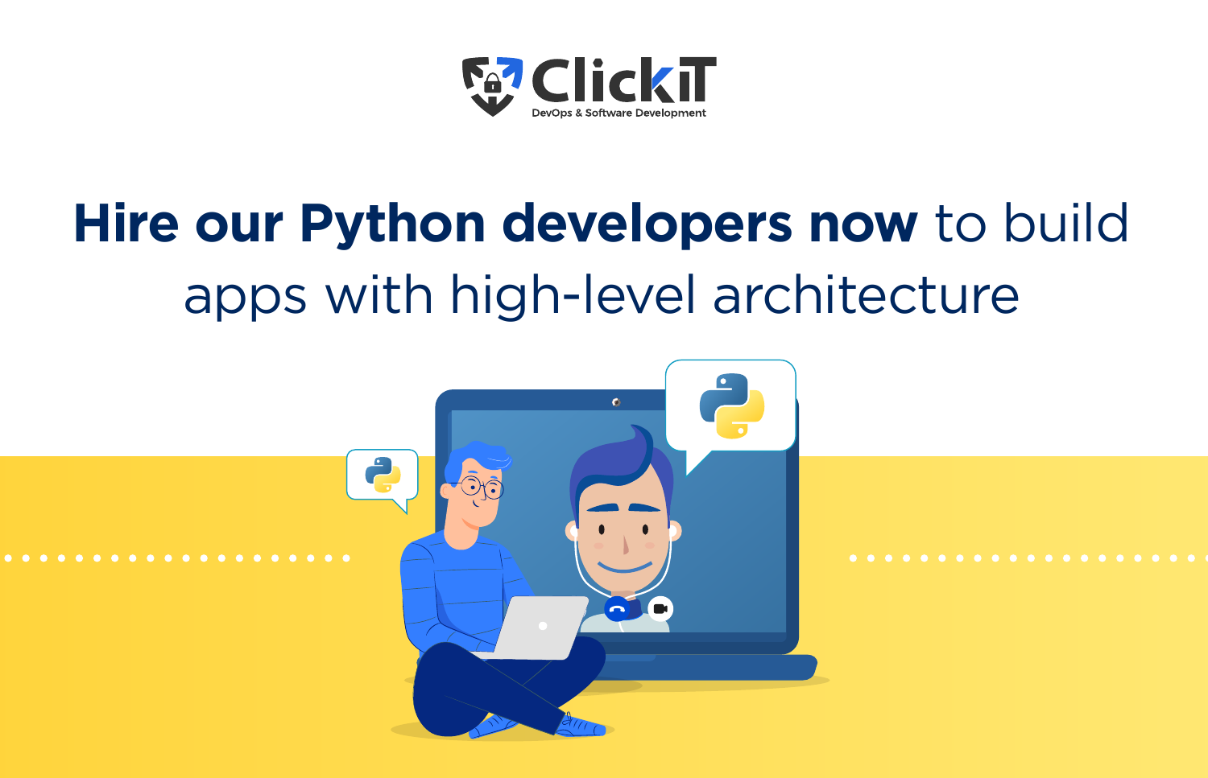ClickIT

DevOps & Software Development

**Hire our Python developers now** to build apps with high-level architecture